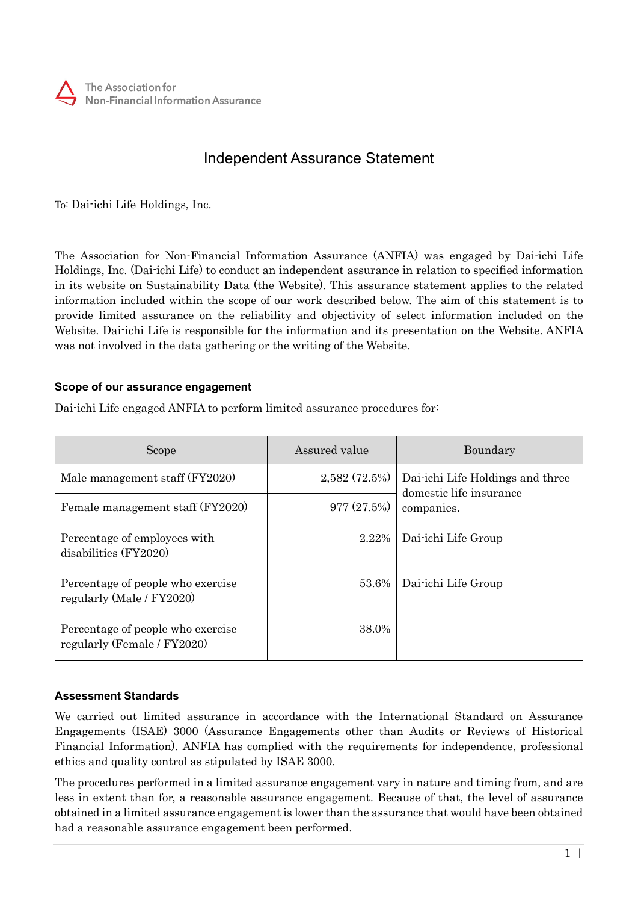The Association for Non-Financial Information Assurance

# Independent Assurance Statement

To: Dai-ichi Life Holdings, Inc.

The Association for Non-Financial Information Assurance (ANFIA) was engaged by Dai-ichi Life Holdings, Inc. (Dai-ichi Life) to conduct an independent assurance in relation to specified information in its website on Sustainability Data (the Website). This assurance statement applies to the related information included within the scope of our work described below. The aim of this statement is to provide limited assurance on the reliability and objectivity of select information included on the Website. Dai-ichi Life is responsible for the information and its presentation on the Website. ANFIA was not involved in the data gathering or the writing of the Website.

### Scope of our assurance engagement

Dai-ichi Life engaged ANFIA to perform limited assurance procedures for:

| Scope | Assured value | Boundary |
|---|---|---|
| Male management staff (FY2020) | 2,582 (72.5%) | Dai-ichi Life Holdings and three domestic life insurance companies. |
| Female management staff (FY2020) | 977 (27.5%) | |
| Percentage of employees with disabilities (FY2020) | 2.22% | Dai-ichi Life Group |
| Percentage of people who exercise regularly (Male / FY2020) | 53.6% | Dai-ichi Life Group |
| Percentage of people who exercise regularly (Female / FY2020) | 38.0% | |

### Assessment Standards

We carried out limited assurance in accordance with the International Standard on Assurance Engagements (ISAE) 3000 (Assurance Engagements other than Audits or Reviews of Historical Financial Information). ANFIA has complied with the requirements for independence, professional ethics and quality control as stipulated by ISAE 3000.

The procedures performed in a limited assurance engagement vary in nature and timing from, and are less in extent than for, a reasonable assurance engagement. Because of that, the level of assurance obtained in a limited assurance engagement is lower than the assurance that would have been obtained had a reasonable assurance engagement been performed.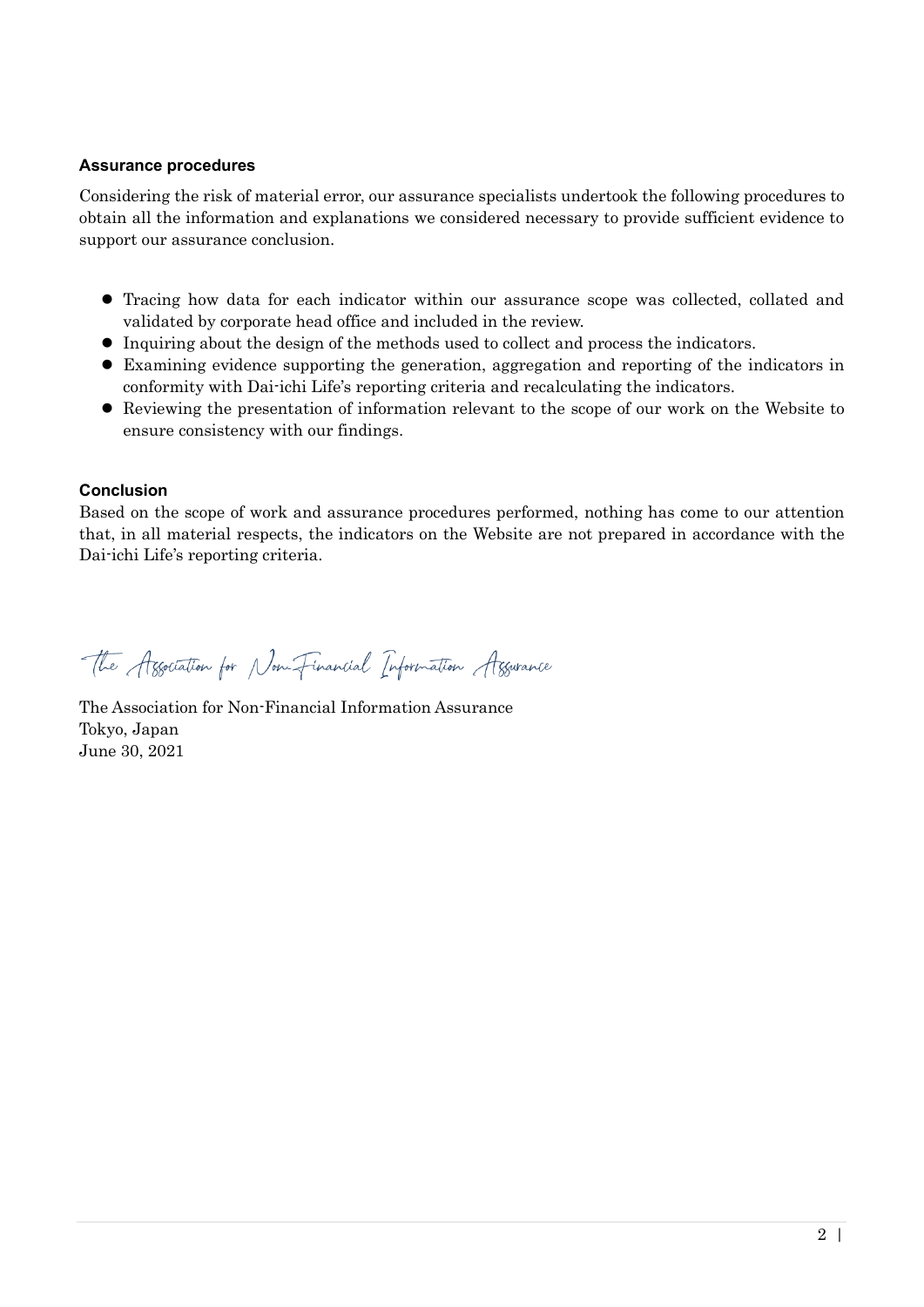### Assurance procedures

Considering the risk of material error, our assurance specialists undertook the following procedures to obtain all the information and explanations we considered necessary to provide sufficient evidence to support our assurance conclusion.

- Tracing how data for each indicator within our assurance scope was collected, collated and validated by corporate head office and included in the review.
- Inquiring about the design of the methods used to collect and process the indicators.
- Examining evidence supporting the generation, aggregation and reporting of the indicators in conformity with Dai-ichi Life's reporting criteria and recalculating the indicators.
- Reviewing the presentation of information relevant to the scope of our work on the Website to ensure consistency with our findings.

### Conclusion

Based on the scope of work and assurance procedures performed, nothing has come to our attention that, in all material respects, the indicators on the Website are not prepared in accordance with the Dai-ichi Life's reporting criteria.

The Association for Non-Financial Information Assurance

The Association for Non-Financial Information Assurance
Tokyo, Japan
June 30, 2021